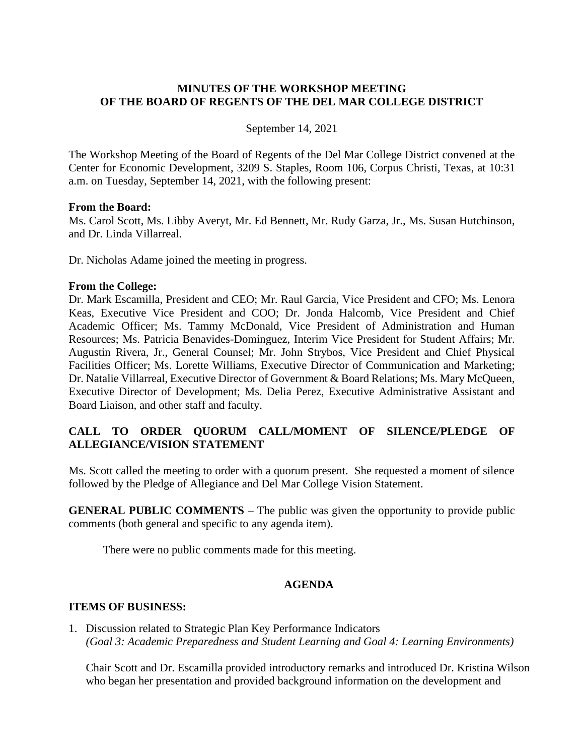# MINUTES OF THE WORKSHOP MEETING OF THE BOARD OF REGENTS OF THE DEL MAR COLLEGE DISTRICT

September 14, 2021

The Workshop Meeting of the Board of Regents of the Del Mar College District convened at the Center for Economic Development, 3209 S. Staples, Room 106, Corpus Christi, Texas, at 10:31 a.m. on Tuesday, September 14, 2021, with the following present:

**From the Board:**
Ms. Carol Scott, Ms. Libby Averyt, Mr. Ed Bennett, Mr. Rudy Garza, Jr., Ms. Susan Hutchinson, and Dr. Linda Villarreal.

Dr. Nicholas Adame joined the meeting in progress.

**From the College:**
Dr. Mark Escamilla, President and CEO; Mr. Raul Garcia, Vice President and CFO; Ms. Lenora Keas, Executive Vice President and COO; Dr. Jonda Halcomb, Vice President and Chief Academic Officer; Ms. Tammy McDonald, Vice President of Administration and Human Resources; Ms. Patricia Benavides-Dominguez, Interim Vice President for Student Affairs; Mr. Augustin Rivera, Jr., General Counsel; Mr. John Strybos, Vice President and Chief Physical Facilities Officer; Ms. Lorette Williams, Executive Director of Communication and Marketing; Dr. Natalie Villarreal, Executive Director of Government & Board Relations; Ms. Mary McQueen, Executive Director of Development; Ms. Delia Perez, Executive Administrative Assistant and Board Liaison, and other staff and faculty.

## CALL TO ORDER QUORUM CALL/MOMENT OF SILENCE/PLEDGE OF ALLEGIANCE/VISION STATEMENT

Ms. Scott called the meeting to order with a quorum present. She requested a moment of silence followed by the Pledge of Allegiance and Del Mar College Vision Statement.

**GENERAL PUBLIC COMMENTS** – The public was given the opportunity to provide public comments (both general and specific to any agenda item).

There were no public comments made for this meeting.

## AGENDA

**ITEMS OF BUSINESS:**

1. Discussion related to Strategic Plan Key Performance Indicators
   *(Goal 3: Academic Preparedness and Student Learning and Goal 4: Learning Environments)*

   Chair Scott and Dr. Escamilla provided introductory remarks and introduced Dr. Kristina Wilson who began her presentation and provided background information on the development and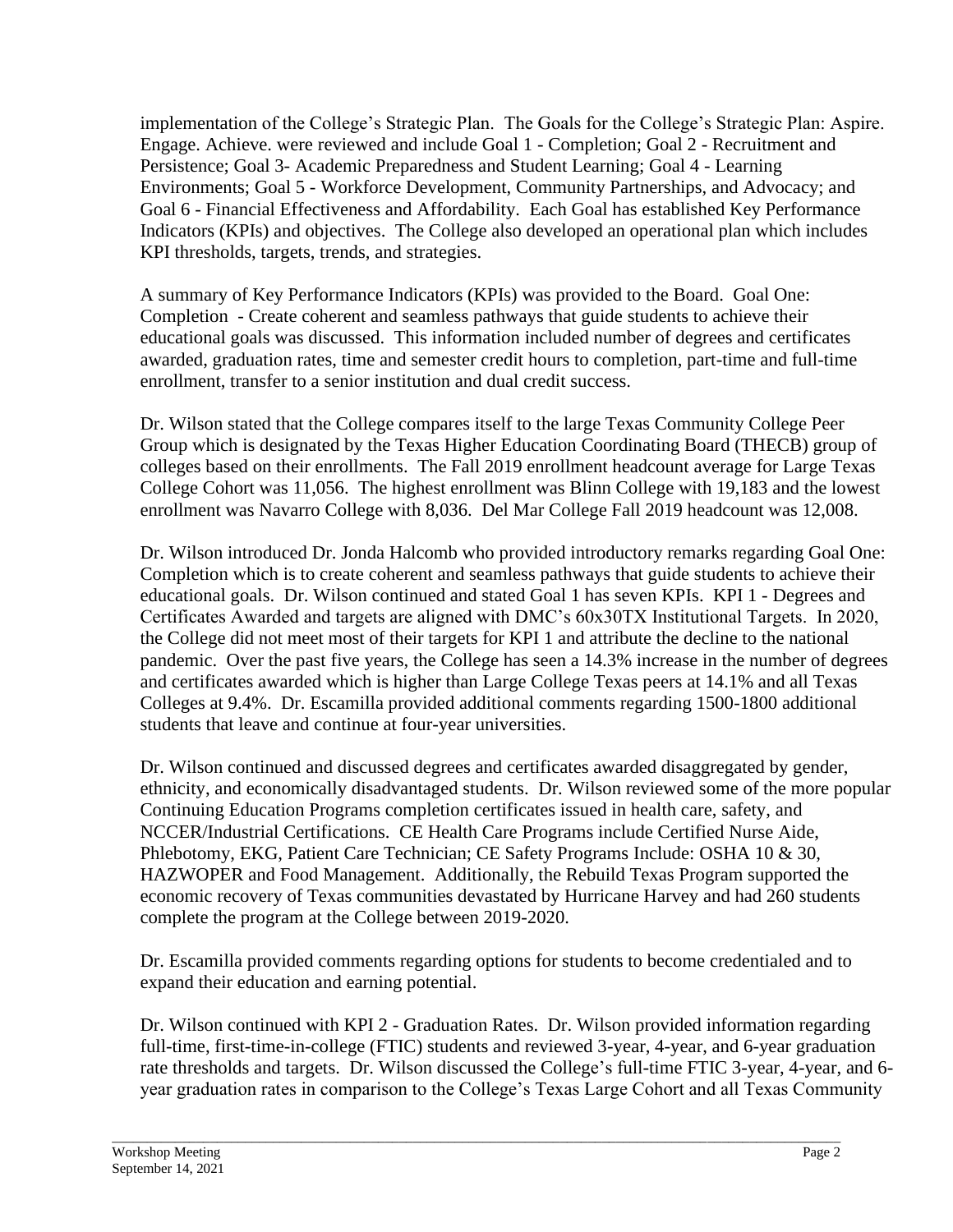implementation of the College's Strategic Plan. The Goals for the College's Strategic Plan: Aspire. Engage. Achieve. were reviewed and include Goal 1 - Completion; Goal 2 - Recruitment and Persistence; Goal 3- Academic Preparedness and Student Learning; Goal 4 - Learning Environments; Goal 5 - Workforce Development, Community Partnerships, and Advocacy; and Goal 6 - Financial Effectiveness and Affordability. Each Goal has established Key Performance Indicators (KPIs) and objectives. The College also developed an operational plan which includes KPI thresholds, targets, trends, and strategies.

A summary of Key Performance Indicators (KPIs) was provided to the Board. Goal One: Completion - Create coherent and seamless pathways that guide students to achieve their educational goals was discussed. This information included number of degrees and certificates awarded, graduation rates, time and semester credit hours to completion, part-time and full-time enrollment, transfer to a senior institution and dual credit success.

Dr. Wilson stated that the College compares itself to the large Texas Community College Peer Group which is designated by the Texas Higher Education Coordinating Board (THECB) group of colleges based on their enrollments. The Fall 2019 enrollment headcount average for Large Texas College Cohort was 11,056. The highest enrollment was Blinn College with 19,183 and the lowest enrollment was Navarro College with 8,036. Del Mar College Fall 2019 headcount was 12,008.

Dr. Wilson introduced Dr. Jonda Halcomb who provided introductory remarks regarding Goal One: Completion which is to create coherent and seamless pathways that guide students to achieve their educational goals. Dr. Wilson continued and stated Goal 1 has seven KPIs. KPI 1 - Degrees and Certificates Awarded and targets are aligned with DMC's 60x30TX Institutional Targets. In 2020, the College did not meet most of their targets for KPI 1 and attribute the decline to the national pandemic. Over the past five years, the College has seen a 14.3% increase in the number of degrees and certificates awarded which is higher than Large College Texas peers at 14.1% and all Texas Colleges at 9.4%. Dr. Escamilla provided additional comments regarding 1500-1800 additional students that leave and continue at four-year universities.

Dr. Wilson continued and discussed degrees and certificates awarded disaggregated by gender, ethnicity, and economically disadvantaged students. Dr. Wilson reviewed some of the more popular Continuing Education Programs completion certificates issued in health care, safety, and NCCER/Industrial Certifications. CE Health Care Programs include Certified Nurse Aide, Phlebotomy, EKG, Patient Care Technician; CE Safety Programs Include: OSHA 10 & 30, HAZWOPER and Food Management. Additionally, the Rebuild Texas Program supported the economic recovery of Texas communities devastated by Hurricane Harvey and had 260 students complete the program at the College between 2019-2020.

Dr. Escamilla provided comments regarding options for students to become credentialed and to expand their education and earning potential.

Dr. Wilson continued with KPI 2 - Graduation Rates. Dr. Wilson provided information regarding full-time, first-time-in-college (FTIC) students and reviewed 3-year, 4-year, and 6-year graduation rate thresholds and targets. Dr. Wilson discussed the College's full-time FTIC 3-year, 4-year, and 6-year graduation rates in comparison to the College's Texas Large Cohort and all Texas Community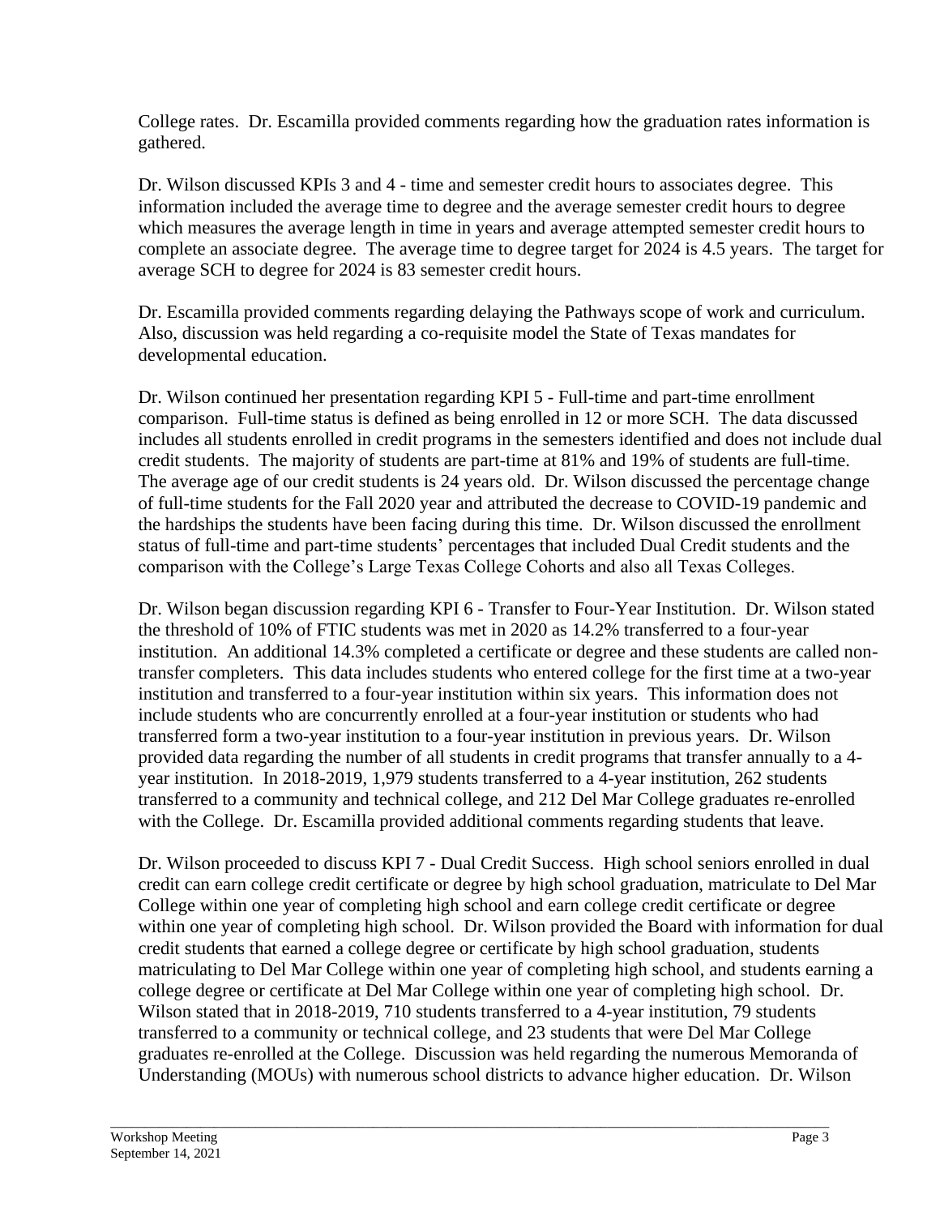College rates. Dr. Escamilla provided comments regarding how the graduation rates information is gathered.

Dr. Wilson discussed KPIs 3 and 4 - time and semester credit hours to associates degree. This information included the average time to degree and the average semester credit hours to degree which measures the average length in time in years and average attempted semester credit hours to complete an associate degree. The average time to degree target for 2024 is 4.5 years. The target for average SCH to degree for 2024 is 83 semester credit hours.

Dr. Escamilla provided comments regarding delaying the Pathways scope of work and curriculum. Also, discussion was held regarding a co-requisite model the State of Texas mandates for developmental education.

Dr. Wilson continued her presentation regarding KPI 5 - Full-time and part-time enrollment comparison. Full-time status is defined as being enrolled in 12 or more SCH. The data discussed includes all students enrolled in credit programs in the semesters identified and does not include dual credit students. The majority of students are part-time at 81% and 19% of students are full-time. The average age of our credit students is 24 years old. Dr. Wilson discussed the percentage change of full-time students for the Fall 2020 year and attributed the decrease to COVID-19 pandemic and the hardships the students have been facing during this time. Dr. Wilson discussed the enrollment status of full-time and part-time students' percentages that included Dual Credit students and the comparison with the College's Large Texas College Cohorts and also all Texas Colleges.

Dr. Wilson began discussion regarding KPI 6 - Transfer to Four-Year Institution. Dr. Wilson stated the threshold of 10% of FTIC students was met in 2020 as 14.2% transferred to a four-year institution. An additional 14.3% completed a certificate or degree and these students are called non-transfer completers. This data includes students who entered college for the first time at a two-year institution and transferred to a four-year institution within six years. This information does not include students who are concurrently enrolled at a four-year institution or students who had transferred form a two-year institution to a four-year institution in previous years. Dr. Wilson provided data regarding the number of all students in credit programs that transfer annually to a 4-year institution. In 2018-2019, 1,979 students transferred to a 4-year institution, 262 students transferred to a community and technical college, and 212 Del Mar College graduates re-enrolled with the College. Dr. Escamilla provided additional comments regarding students that leave.

Dr. Wilson proceeded to discuss KPI 7 - Dual Credit Success. High school seniors enrolled in dual credit can earn college credit certificate or degree by high school graduation, matriculate to Del Mar College within one year of completing high school and earn college credit certificate or degree within one year of completing high school. Dr. Wilson provided the Board with information for dual credit students that earned a college degree or certificate by high school graduation, students matriculating to Del Mar College within one year of completing high school, and students earning a college degree or certificate at Del Mar College within one year of completing high school. Dr. Wilson stated that in 2018-2019, 710 students transferred to a 4-year institution, 79 students transferred to a community or technical college, and 23 students that were Del Mar College graduates re-enrolled at the College. Discussion was held regarding the numerous Memoranda of Understanding (MOUs) with numerous school districts to advance higher education. Dr. Wilson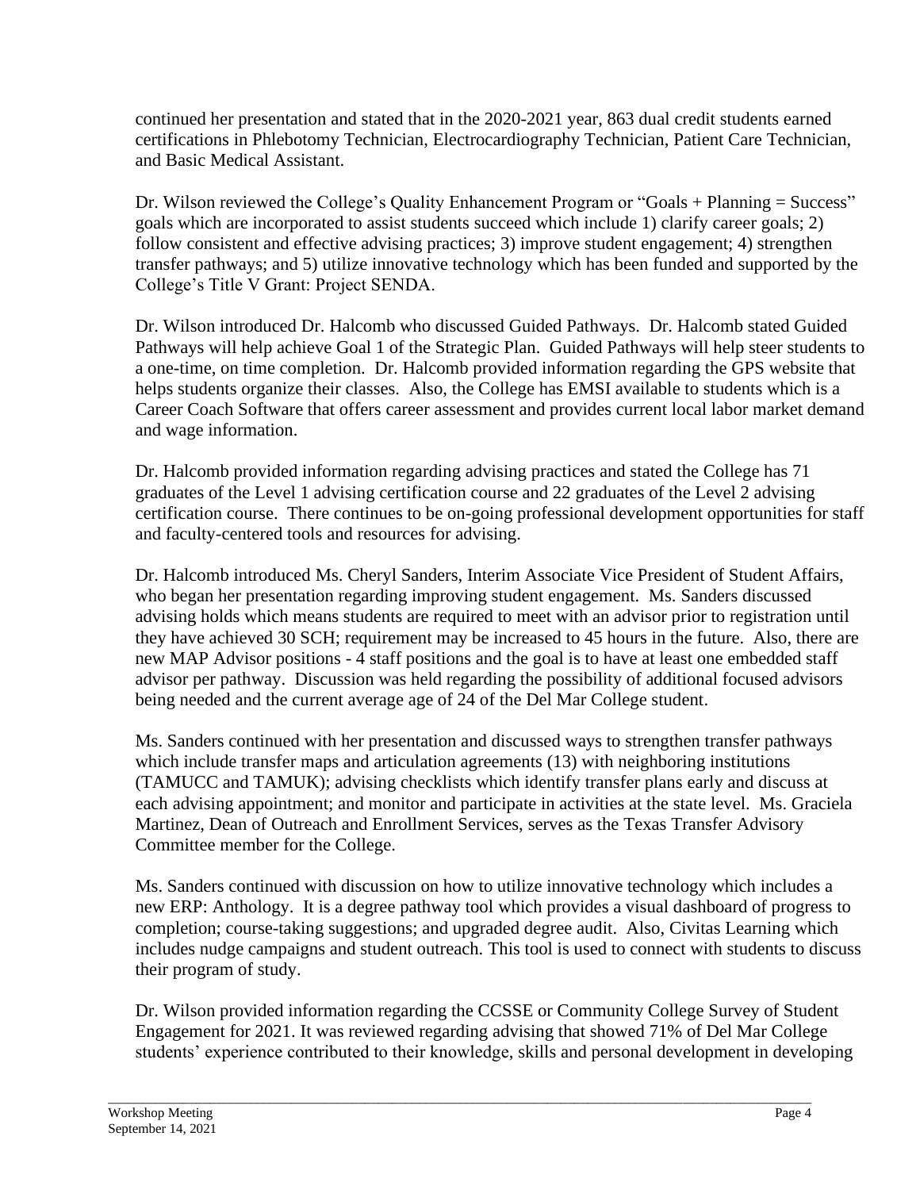continued her presentation and stated that in the 2020-2021 year, 863 dual credit students earned certifications in Phlebotomy Technician, Electrocardiography Technician, Patient Care Technician, and Basic Medical Assistant.

Dr. Wilson reviewed the College's Quality Enhancement Program or "Goals + Planning = Success" goals which are incorporated to assist students succeed which include 1) clarify career goals; 2) follow consistent and effective advising practices; 3) improve student engagement; 4) strengthen transfer pathways; and 5) utilize innovative technology which has been funded and supported by the College's Title V Grant: Project SENDA.

Dr. Wilson introduced Dr. Halcomb who discussed Guided Pathways. Dr. Halcomb stated Guided Pathways will help achieve Goal 1 of the Strategic Plan. Guided Pathways will help steer students to a one-time, on time completion. Dr. Halcomb provided information regarding the GPS website that helps students organize their classes. Also, the College has EMSI available to students which is a Career Coach Software that offers career assessment and provides current local labor market demand and wage information.

Dr. Halcomb provided information regarding advising practices and stated the College has 71 graduates of the Level 1 advising certification course and 22 graduates of the Level 2 advising certification course. There continues to be on-going professional development opportunities for staff and faculty-centered tools and resources for advising.

Dr. Halcomb introduced Ms. Cheryl Sanders, Interim Associate Vice President of Student Affairs, who began her presentation regarding improving student engagement. Ms. Sanders discussed advising holds which means students are required to meet with an advisor prior to registration until they have achieved 30 SCH; requirement may be increased to 45 hours in the future. Also, there are new MAP Advisor positions - 4 staff positions and the goal is to have at least one embedded staff advisor per pathway. Discussion was held regarding the possibility of additional focused advisors being needed and the current average age of 24 of the Del Mar College student.

Ms. Sanders continued with her presentation and discussed ways to strengthen transfer pathways which include transfer maps and articulation agreements (13) with neighboring institutions (TAMUCC and TAMUK); advising checklists which identify transfer plans early and discuss at each advising appointment; and monitor and participate in activities at the state level. Ms. Graciela Martinez, Dean of Outreach and Enrollment Services, serves as the Texas Transfer Advisory Committee member for the College.

Ms. Sanders continued with discussion on how to utilize innovative technology which includes a new ERP: Anthology. It is a degree pathway tool which provides a visual dashboard of progress to completion; course-taking suggestions; and upgraded degree audit. Also, Civitas Learning which includes nudge campaigns and student outreach. This tool is used to connect with students to discuss their program of study.

Dr. Wilson provided information regarding the CCSSE or Community College Survey of Student Engagement for 2021. It was reviewed regarding advising that showed 71% of Del Mar College students' experience contributed to their knowledge, skills and personal development in developing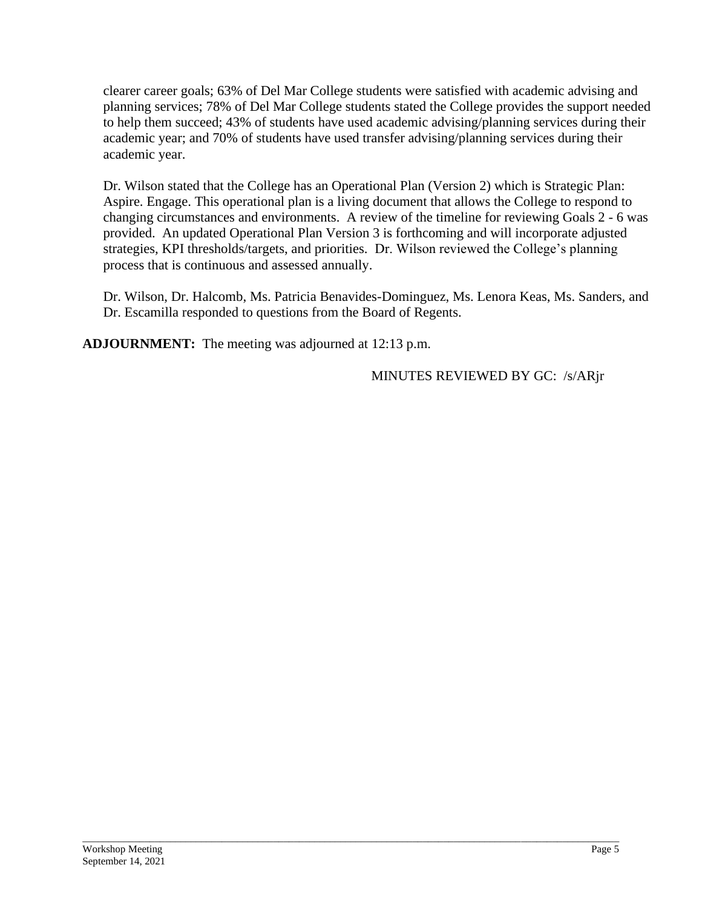clearer career goals; 63% of Del Mar College students were satisfied with academic advising and planning services; 78% of Del Mar College students stated the College provides the support needed to help them succeed; 43% of students have used academic advising/planning services during their academic year; and 70% of students have used transfer advising/planning services during their academic year.

Dr. Wilson stated that the College has an Operational Plan (Version 2) which is Strategic Plan: Aspire. Engage. This operational plan is a living document that allows the College to respond to changing circumstances and environments. A review of the timeline for reviewing Goals 2 - 6 was provided. An updated Operational Plan Version 3 is forthcoming and will incorporate adjusted strategies, KPI thresholds/targets, and priorities. Dr. Wilson reviewed the College's planning process that is continuous and assessed annually.

Dr. Wilson, Dr. Halcomb, Ms. Patricia Benavides-Dominguez, Ms. Lenora Keas, Ms. Sanders, and Dr. Escamilla responded to questions from the Board of Regents.

**ADJOURNMENT:** The meeting was adjourned at 12:13 p.m.

MINUTES REVIEWED BY GC: /s/ARjr